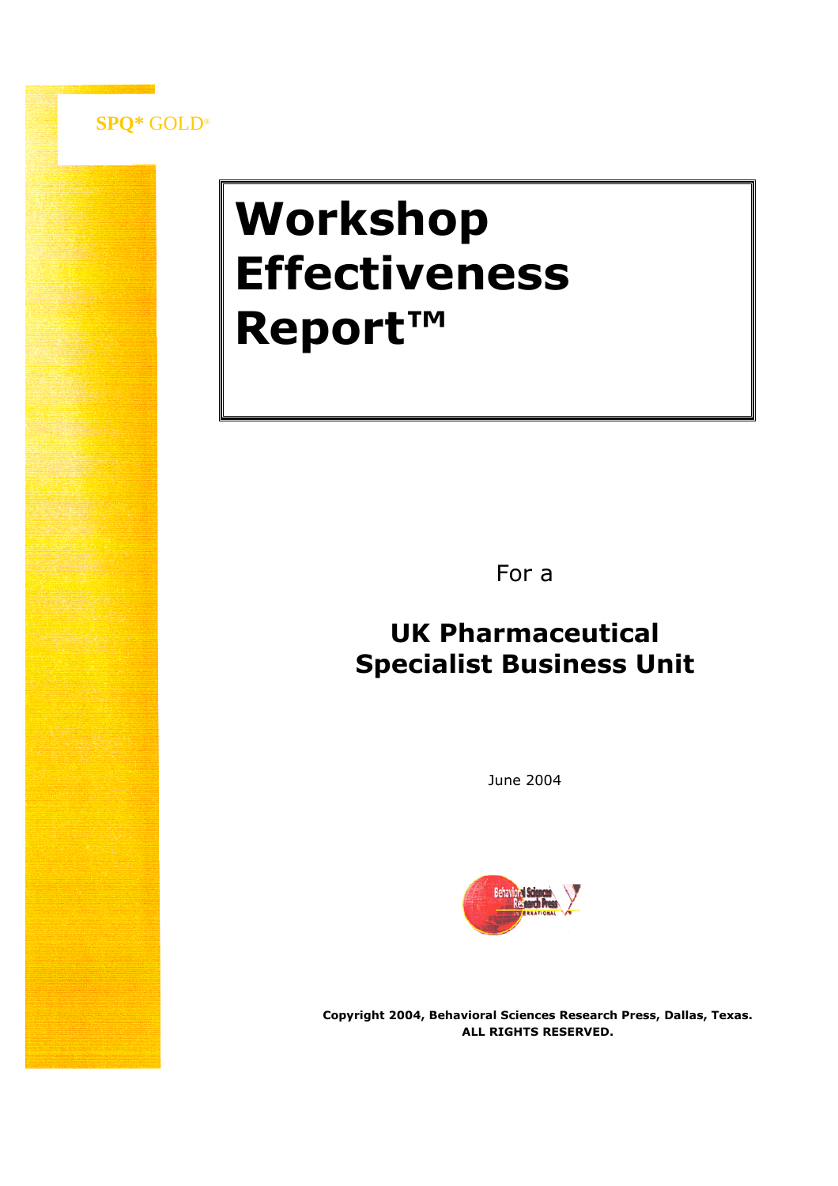SPQ* GOLD®

# Workshop Effectiveness Report™

For a

## UK Pharmaceutical Specialist Business Unit

June 2004

**Copyright 2004, Behavioral Sciences Research Press, Dallas, Texas.**
**ALL RIGHTS RESERVED.**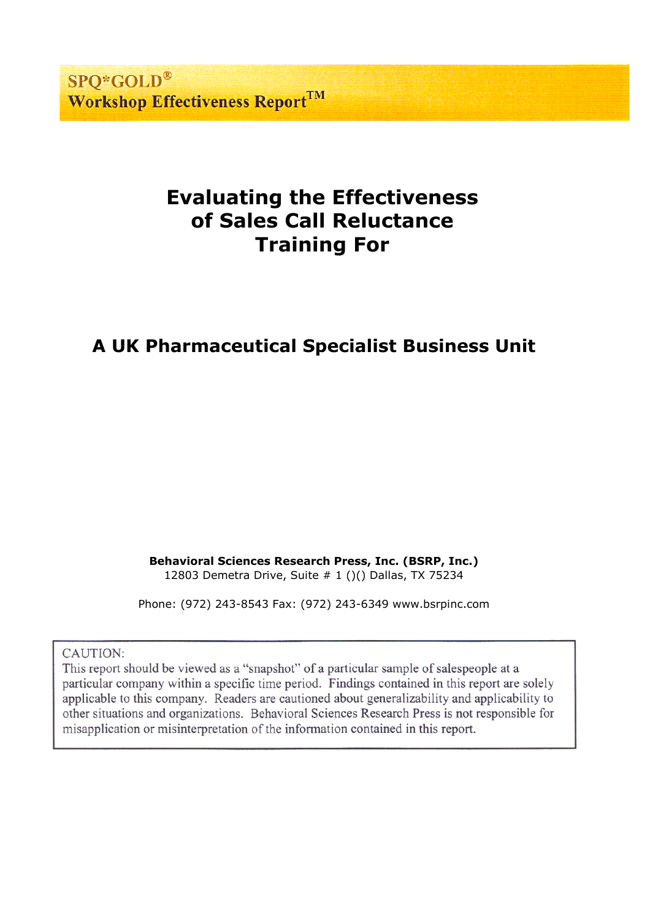**SPQ*GOLD®**
**Workshop Effectiveness Report™**

# Evaluating the Effectiveness of Sales Call Reluctance Training For

## A UK Pharmaceutical Specialist Business Unit

**Behavioral Sciences Research Press, Inc. (BSRP, Inc.)**
12803 Demetra Drive, Suite # 1 ()() Dallas, TX 75234

Phone: (972) 243-8543 Fax: (972) 243-6349 www.bsrpinc.com

> CAUTION:
> This report should be viewed as a "snapshot" of a particular sample of salespeople at a particular company within a specific time period. Findings contained in this report are solely applicable to this company. Readers are cautioned about generalizability and applicability to other situations and organizations. Behavioral Sciences Research Press is not responsible for misapplication or misinterpretation of the information contained in this report.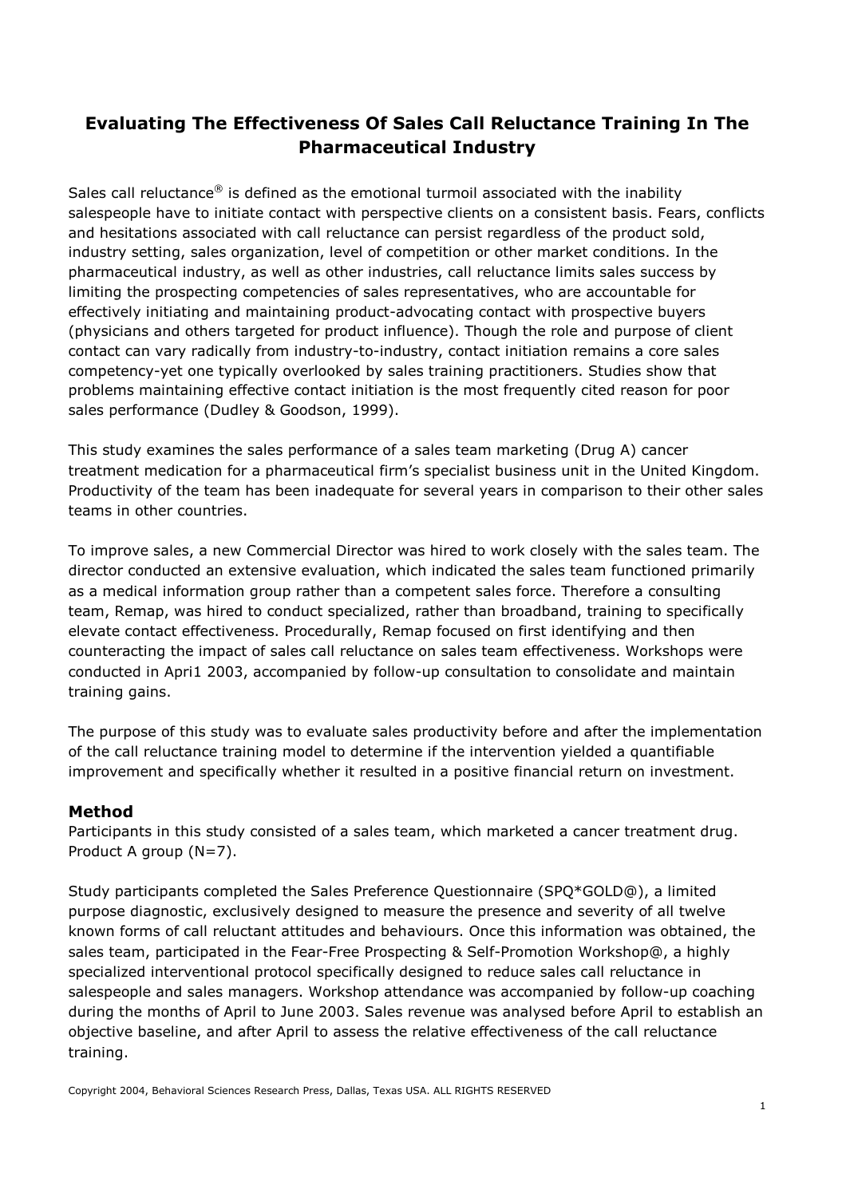## Evaluating The Effectiveness Of Sales Call Reluctance Training In The Pharmaceutical Industry

Sales call reluctance® is defined as the emotional turmoil associated with the inability salespeople have to initiate contact with perspective clients on a consistent basis. Fears, conflicts and hesitations associated with call reluctance can persist regardless of the product sold, industry setting, sales organization, level of competition or other market conditions. In the pharmaceutical industry, as well as other industries, call reluctance limits sales success by limiting the prospecting competencies of sales representatives, who are accountable for effectively initiating and maintaining product-advocating contact with prospective buyers (physicians and others targeted for product influence). Though the role and purpose of client contact can vary radically from industry-to-industry, contact initiation remains a core sales competency-yet one typically overlooked by sales training practitioners. Studies show that problems maintaining effective contact initiation is the most frequently cited reason for poor sales performance (Dudley & Goodson, 1999).

This study examines the sales performance of a sales team marketing (Drug A) cancer treatment medication for a pharmaceutical firm's specialist business unit in the United Kingdom. Productivity of the team has been inadequate for several years in comparison to their other sales teams in other countries.

To improve sales, a new Commercial Director was hired to work closely with the sales team. The director conducted an extensive evaluation, which indicated the sales team functioned primarily as a medical information group rather than a competent sales force. Therefore a consulting team, Remap, was hired to conduct specialized, rather than broadband, training to specifically elevate contact effectiveness. Procedurally, Remap focused on first identifying and then counteracting the impact of sales call reluctance on sales team effectiveness. Workshops were conducted in Apri1 2003, accompanied by follow-up consultation to consolidate and maintain training gains.

The purpose of this study was to evaluate sales productivity before and after the implementation of the call reluctance training model to determine if the intervention yielded a quantifiable improvement and specifically whether it resulted in a positive financial return on investment.

### Method

Participants in this study consisted of a sales team, which marketed a cancer treatment drug. Product A group (N=7).

Study participants completed the Sales Preference Questionnaire (SPQ*GOLD@), a limited purpose diagnostic, exclusively designed to measure the presence and severity of all twelve known forms of call reluctant attitudes and behaviours. Once this information was obtained, the sales team, participated in the Fear-Free Prospecting & Self-Promotion Workshop@, a highly specialized interventional protocol specifically designed to reduce sales call reluctance in salespeople and sales managers. Workshop attendance was accompanied by follow-up coaching during the months of April to June 2003. Sales revenue was analysed before April to establish an objective baseline, and after April to assess the relative effectiveness of the call reluctance training.

Copyright 2004, Behavioral Sciences Research Press, Dallas, Texas USA. ALL RIGHTS RESERVED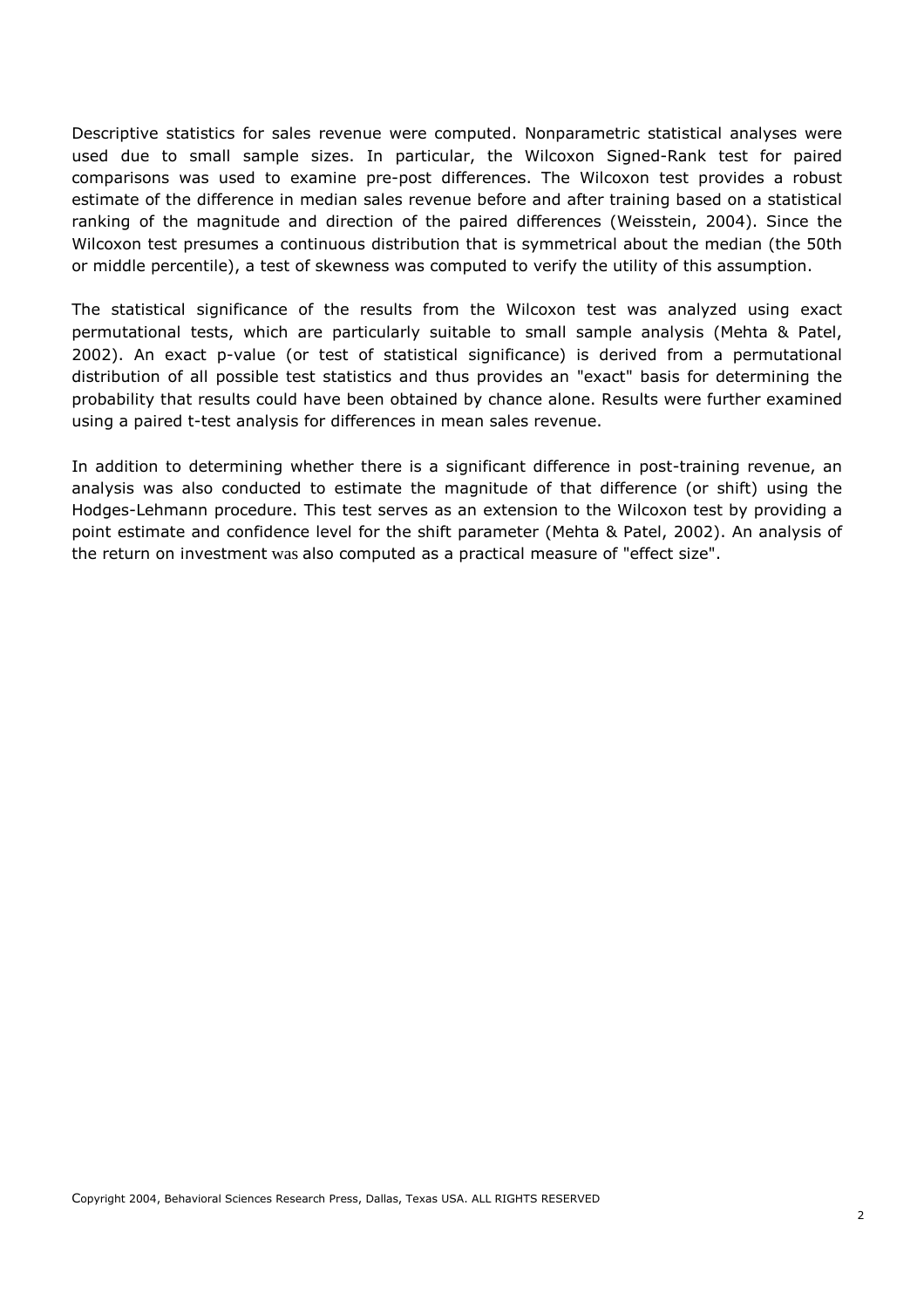Descriptive statistics for sales revenue were computed. Nonparametric statistical analyses were used due to small sample sizes. In particular, the Wilcoxon Signed-Rank test for paired comparisons was used to examine pre-post differences. The Wilcoxon test provides a robust estimate of the difference in median sales revenue before and after training based on a statistical ranking of the magnitude and direction of the paired differences (Weisstein, 2004). Since the Wilcoxon test presumes a continuous distribution that is symmetrical about the median (the 50th or middle percentile), a test of skewness was computed to verify the utility of this assumption.

The statistical significance of the results from the Wilcoxon test was analyzed using exact permutational tests, which are particularly suitable to small sample analysis (Mehta & Patel, 2002). An exact p-value (or test of statistical significance) is derived from a permutational distribution of all possible test statistics and thus provides an "exact" basis for determining the probability that results could have been obtained by chance alone. Results were further examined using a paired t-test analysis for differences in mean sales revenue.

In addition to determining whether there is a significant difference in post-training revenue, an analysis was also conducted to estimate the magnitude of that difference (or shift) using the Hodges-Lehmann procedure. This test serves as an extension to the Wilcoxon test by providing a point estimate and confidence level for the shift parameter (Mehta & Patel, 2002). An analysis of the return on investment was also computed as a practical measure of "effect size".

Copyright 2004, Behavioral Sciences Research Press, Dallas, Texas USA. ALL RIGHTS RESERVED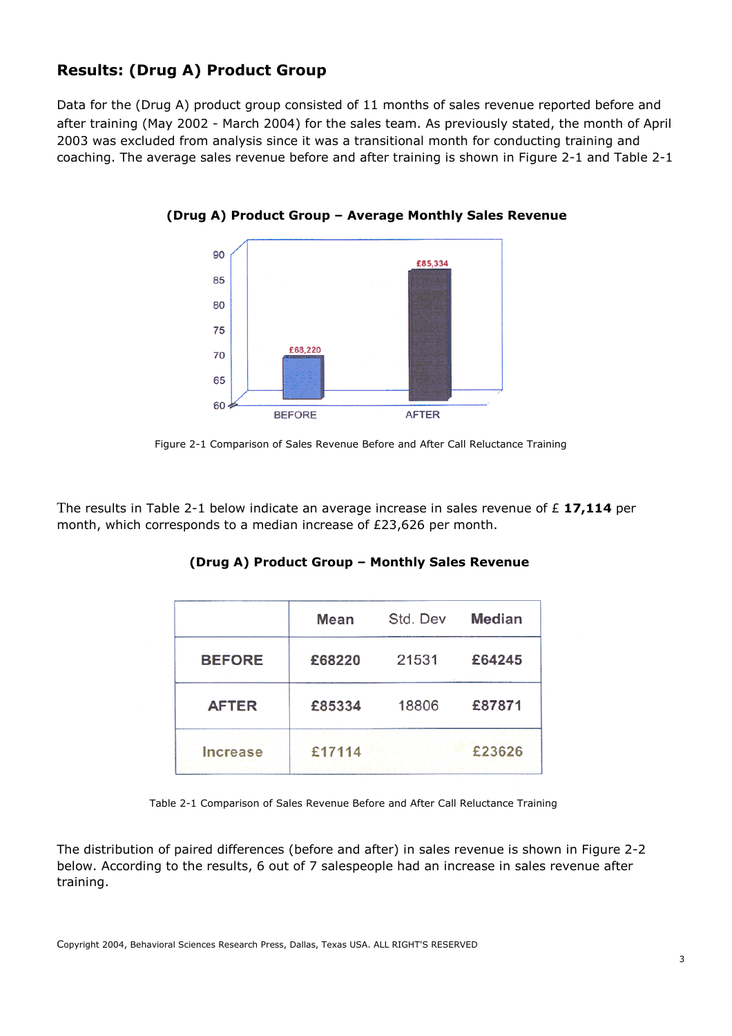## Results: (Drug A) Product Group

Data for the (Drug A) product group consisted of 11 months of sales revenue reported before and after training (May 2002 - March 2004) for the sales team. As previously stated, the month of April 2003 was excluded from analysis since it was a transitional month for conducting training and coaching. The average sales revenue before and after training is shown in Figure 2-1 and Table 2-1

**(Drug A) Product Group – Average Monthly Sales Revenue**

Figure 2-1 Comparison of Sales Revenue Before and After Call Reluctance Training

The results in Table 2-1 below indicate an average increase in sales revenue of £ **17,114** per month, which corresponds to a median increase of £23,626 per month.

**(Drug A) Product Group – Monthly Sales Revenue**

| | Mean | Std. Dev | Median |
|---|---|---|---|
| **BEFORE** | **£68220** | 21531 | **£64245** |
| **AFTER** | **£85334** | 18806 | **£87871** |
| **Increase** | **£17114** | | **£23626** |

Table 2-1 Comparison of Sales Revenue Before and After Call Reluctance Training

The distribution of paired differences (before and after) in sales revenue is shown in Figure 2-2 below. According to the results, 6 out of 7 salespeople had an increase in sales revenue after training.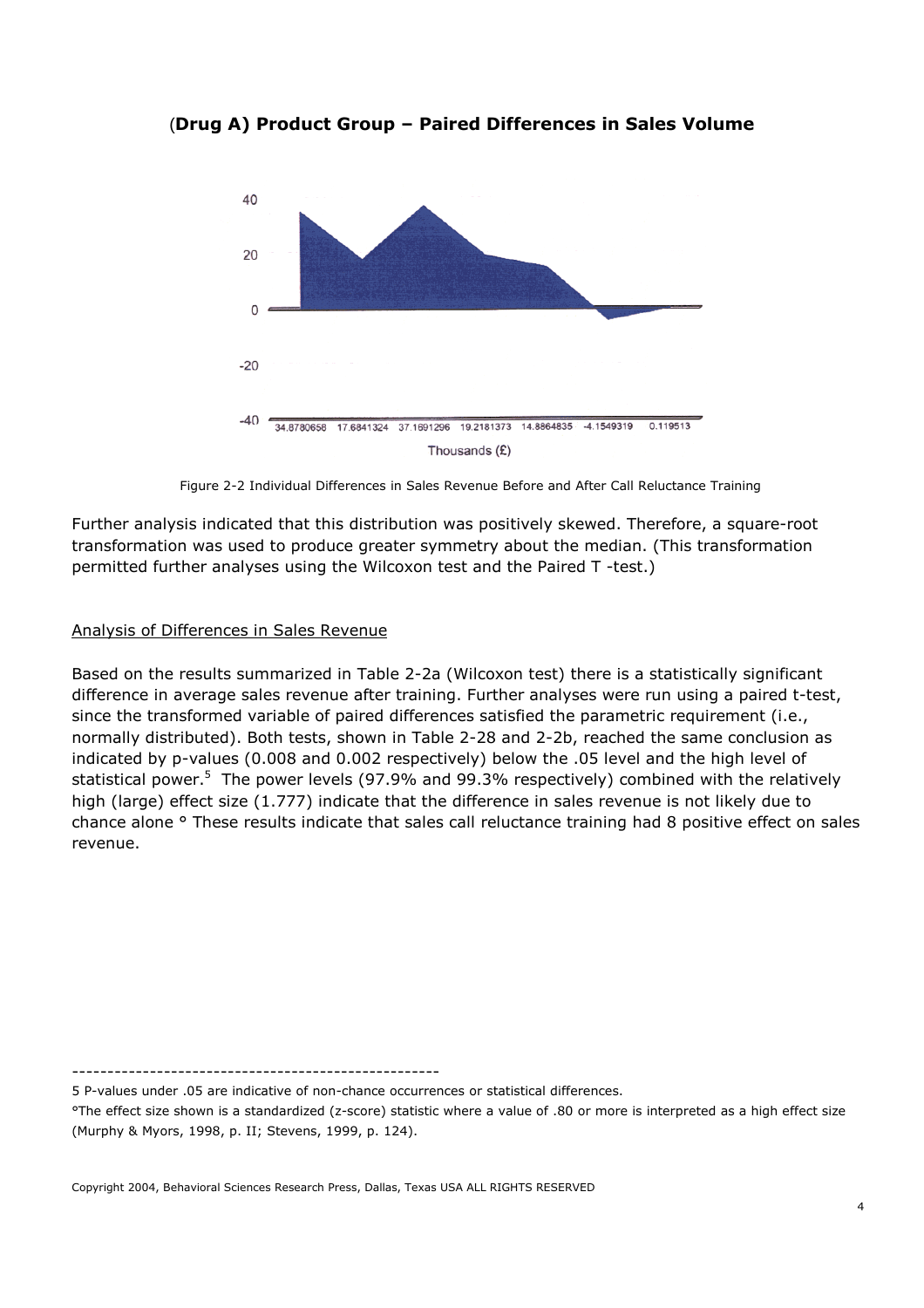## (Drug A) Product Group – Paired Differences in Sales Volume

Figure 2-2 Individual Differences in Sales Revenue Before and After Call Reluctance Training

Further analysis indicated that this distribution was positively skewed. Therefore, a square-root transformation was used to produce greater symmetry about the median. (This transformation permitted further analyses using the Wilcoxon test and the Paired T -test.)

Analysis of Differences in Sales Revenue

Based on the results summarized in Table 2-2a (Wilcoxon test) there is a statistically significant difference in average sales revenue after training. Further analyses were run using a paired t-test, since the transformed variable of paired differences satisfied the parametric requirement (i.e., normally distributed). Both tests, shown in Table 2-28 and 2-2b, reached the same conclusion as indicated by p-values (0.008 and 0.002 respectively) below the .05 level and the high level of statistical power.[5] The power levels (97.9% and 99.3% respectively) combined with the relatively high (large) effect size (1.777) indicate that the difference in sales revenue is not likely due to chance alone ° These results indicate that sales call reluctance training had 8 positive effect on sales revenue.

---

5 P-values under .05 are indicative of non-chance occurrences or statistical differences.

°The effect size shown is a standardized (z-score) statistic where a value of .80 or more is interpreted as a high effect size (Murphy & Myors, 1998, p. II; Stevens, 1999, p. 124).

Copyright 2004, Behavioral Sciences Research Press, Dallas, Texas USA ALL RIGHTS RESERVED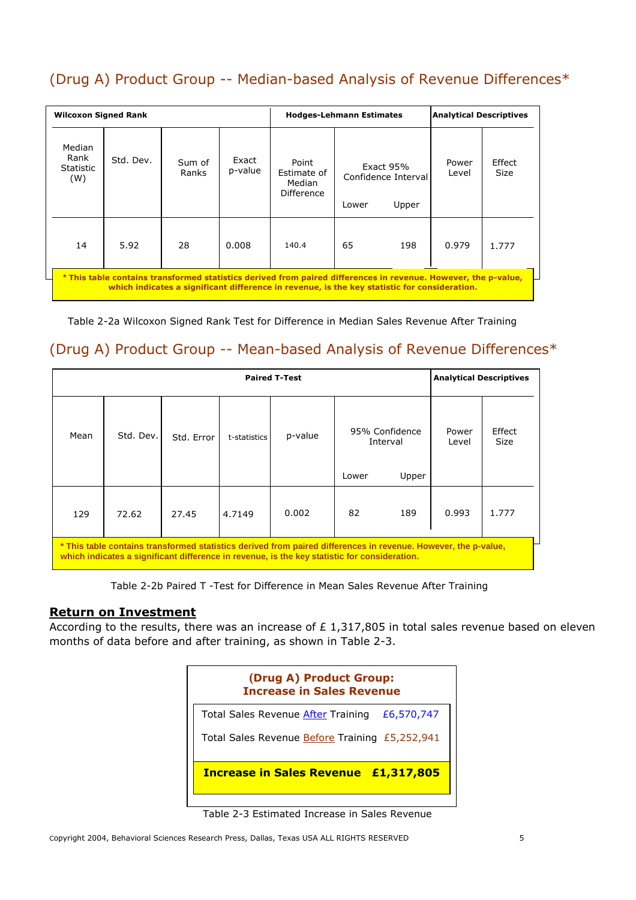## (Drug A) Product Group -- Median-based Analysis of Revenue Differences*

| Wilcoxon Signed Rank | | | | Hodges-Lehmann Estimates | | | Analytical Descriptives | |
|---|---|---|---|---|---|---|---|---|
| Median Rank Statistic (W) | Std. Dev. | Sum of Ranks | Exact p-value | Point Estimate of Median Difference | Exact 95% Confidence Interval Lower | Exact 95% Confidence Interval Upper | Power Level | Effect Size |
| 14 | 5.92 | 28 | 0.008 | 140.4 | 65 | 198 | 0.979 | 1.777 |

**\* This table contains transformed statistics derived from paired differences in revenue. However, the p-value, which indicates a significant difference in revenue, is the key statistic for consideration.**

Table 2-2a Wilcoxon Signed Rank Test for Difference in Median Sales Revenue After Training

## (Drug A) Product Group -- Mean-based Analysis of Revenue Differences*

| Paired T-Test | | | | | | | Analytical Descriptives | |
|---|---|---|---|---|---|---|---|---|
| Mean | Std. Dev. | Std. Error | t-statistics | p-value | 95% Confidence Interval Lower | 95% Confidence Interval Upper | Power Level | Effect Size |
| 129 | 72.62 | 27.45 | 4.7149 | 0.002 | 82 | 189 | 0.993 | 1.777 |

**\* This table contains transformed statistics derived from paired differences in revenue. However, the p-value, which indicates a significant difference in revenue, is the key statistic for consideration.**

Table 2-2b Paired T -Test for Difference in Mean Sales Revenue After Training

### Return on Investment

According to the results, there was an increase of £ 1,317,805 in total sales revenue based on eleven months of data before and after training, as shown in Table 2-3.

| **(Drug A) Product Group: Increase in Sales Revenue** | |
|---|---|
| Total Sales Revenue After Training | £6,570,747 |
| Total Sales Revenue Before Training | £5,252,941 |
| **Increase in Sales Revenue** | **£1,317,805** |

Table 2-3 Estimated Increase in Sales Revenue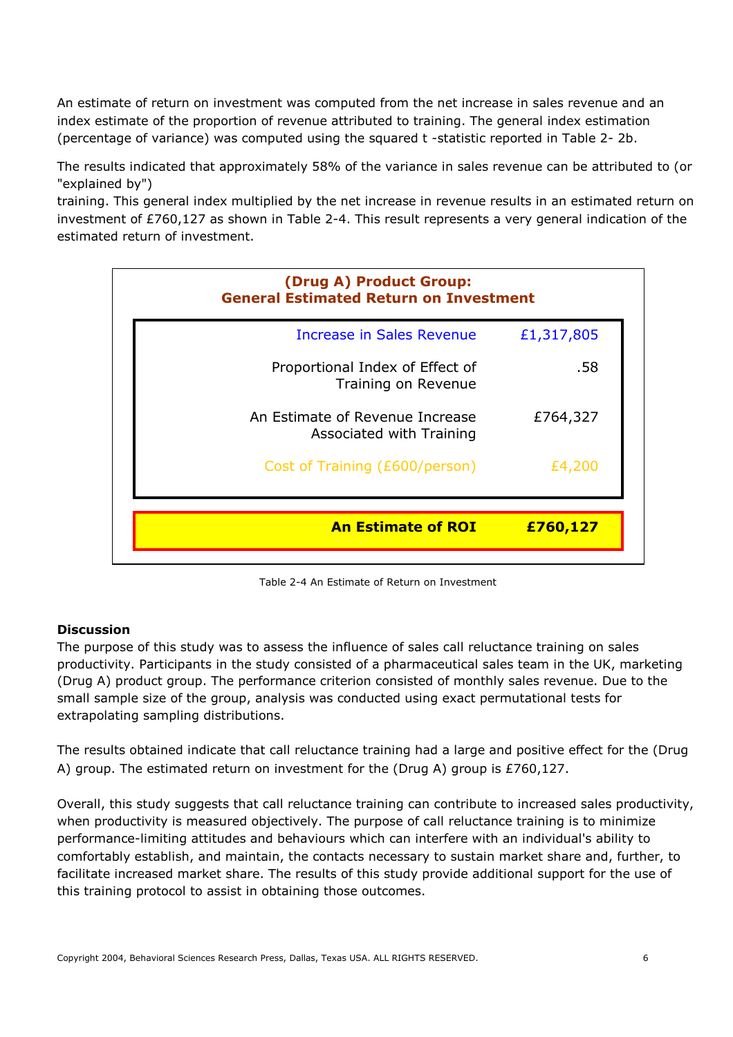An estimate of return on investment was computed from the net increase in sales revenue and an index estimate of the proportion of revenue attributed to training. The general index estimation (percentage of variance) was computed using the squared t -statistic reported in Table 2- 2b.

The results indicated that approximately 58% of the variance in sales revenue can be attributed to (or "explained by")
training. This general index multiplied by the net increase in revenue results in an estimated return on investment of £760,127 as shown in Table 2-4. This result represents a very general indication of the estimated return of investment.

| (Drug A) Product Group: General Estimated Return on Investment | |
|---|---|
| Increase in Sales Revenue | £1,317,805 |
| Proportional Index of Effect of Training on Revenue | .58 |
| An Estimate of Revenue Increase Associated with Training | £764,327 |
| Cost of Training (£600/person) | £4,200 |
| **An Estimate of ROI** | **£760,127** |

Table 2-4 An Estimate of Return on Investment

**Discussion**

The purpose of this study was to assess the influence of sales call reluctance training on sales productivity. Participants in the study consisted of a pharmaceutical sales team in the UK, marketing (Drug A) product group. The performance criterion consisted of monthly sales revenue. Due to the small sample size of the group, analysis was conducted using exact permutational tests for extrapolating sampling distributions.

The results obtained indicate that call reluctance training had a large and positive effect for the (Drug A) group. The estimated return on investment for the (Drug A) group is £760,127.

Overall, this study suggests that call reluctance training can contribute to increased sales productivity, when productivity is measured objectively. The purpose of call reluctance training is to minimize performance-limiting attitudes and behaviours which can interfere with an individual's ability to comfortably establish, and maintain, the contacts necessary to sustain market share and, further, to facilitate increased market share. The results of this study provide additional support for the use of this training protocol to assist in obtaining those outcomes.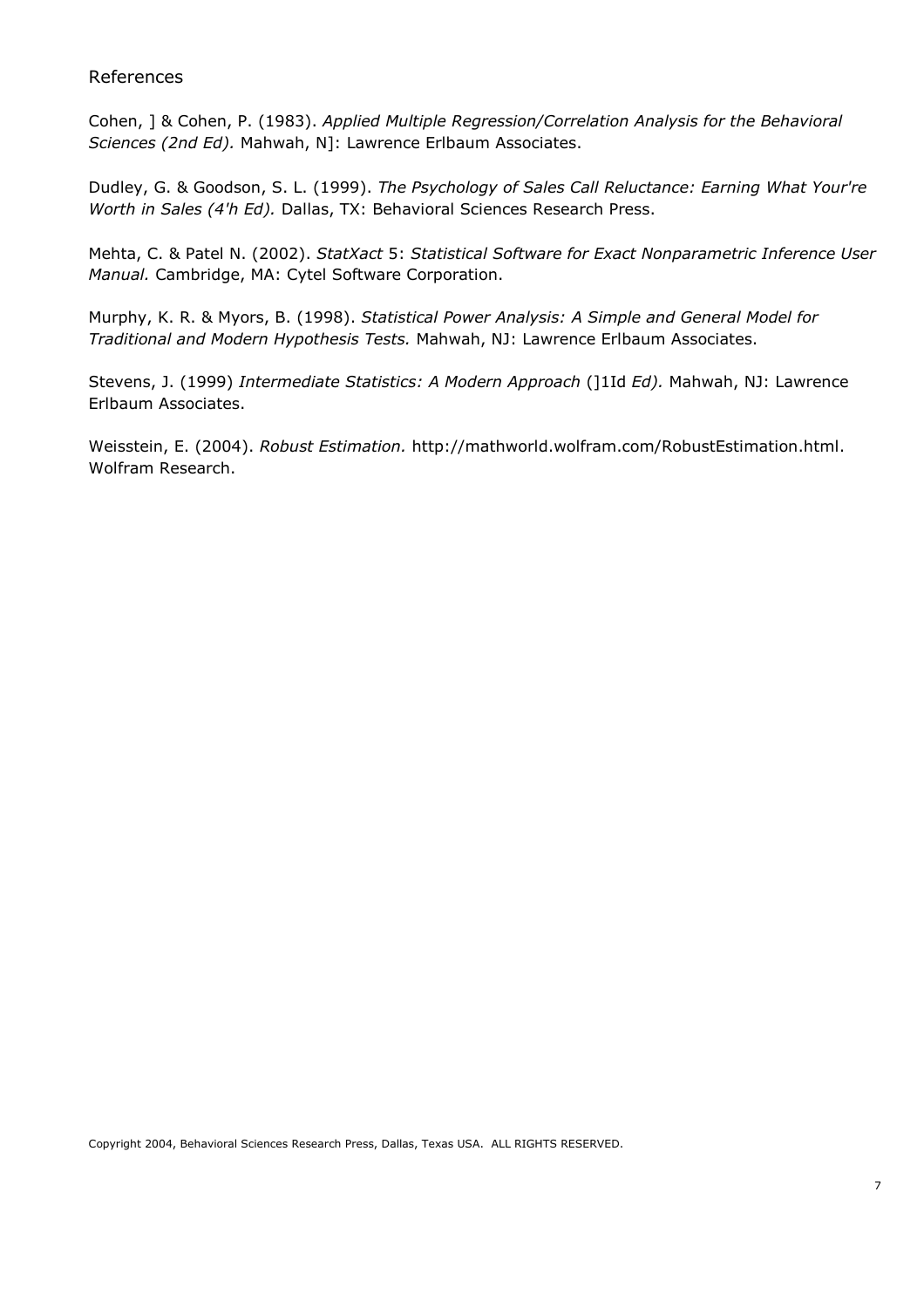## References

Cohen, ] & Cohen, P. (1983). *Applied Multiple Regression/Correlation Analysis for the Behavioral Sciences (2nd Ed).* Mahwah, N]: Lawrence Erlbaum Associates.

Dudley, G. & Goodson, S. L. (1999). *The Psychology of Sales Call Reluctance: Earning What Your're Worth in Sales (4'h Ed).* Dallas, TX: Behavioral Sciences Research Press.

Mehta, C. & Patel N. (2002). *StatXact* 5: *Statistical Software for Exact Nonparametric Inference User Manual.* Cambridge, MA: Cytel Software Corporation.

Murphy, K. R. & Myors, B. (1998). *Statistical Power Analysis: A Simple and General Model for Traditional and Modern Hypothesis Tests.* Mahwah, NJ: Lawrence Erlbaum Associates.

Stevens, J. (1999) *Intermediate Statistics: A Modern Approach* (]1Id *Ed).* Mahwah, NJ: Lawrence Erlbaum Associates.

Weisstein, E. (2004). *Robust Estimation.* http://mathworld.wolfram.com/RobustEstimation.html. Wolfram Research.

Copyright 2004, Behavioral Sciences Research Press, Dallas, Texas USA. ALL RIGHTS RESERVED.